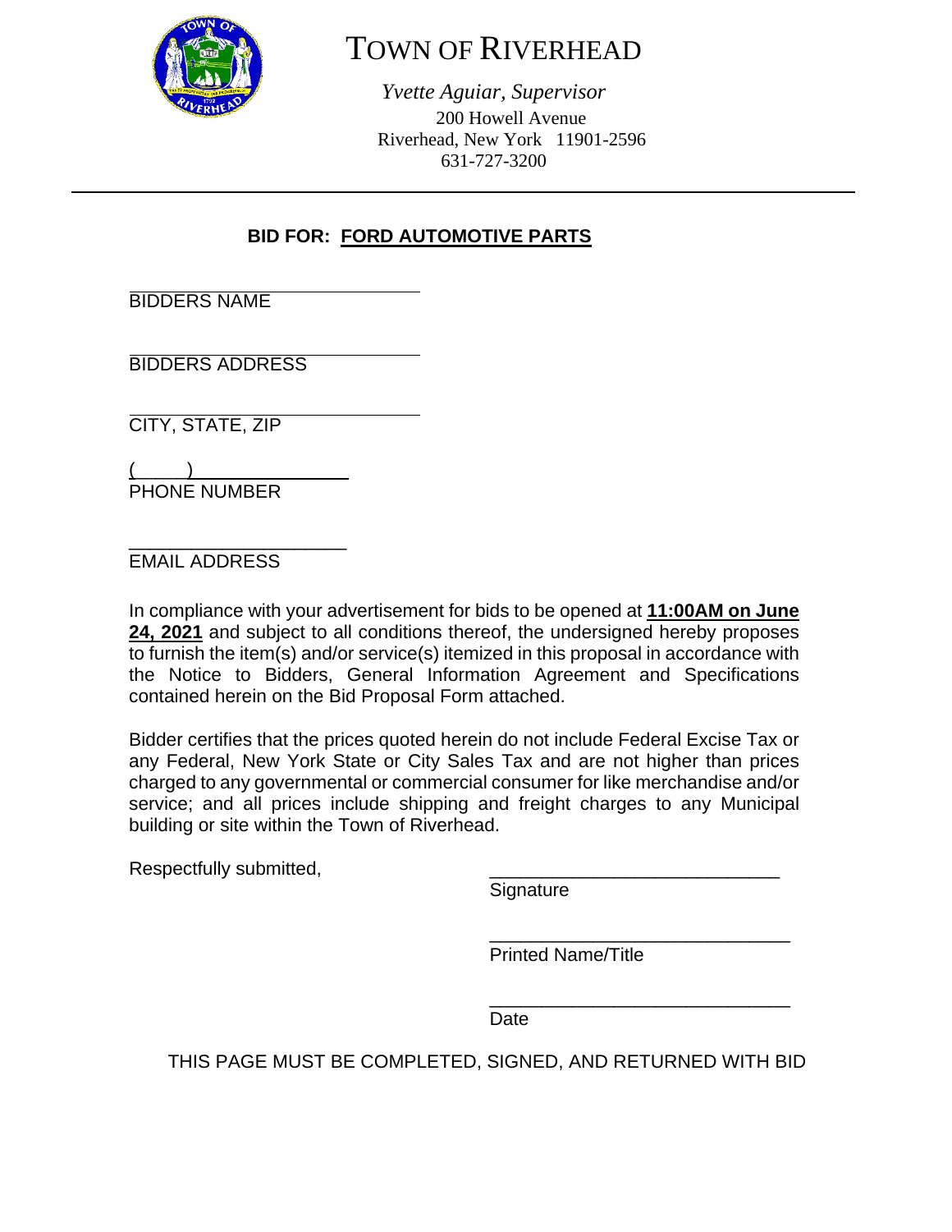# TOWN OF RIVERHEAD

*Yvette Aguiar, Supervisor*
200 Howell Avenue
Riverhead, New York 11901-2596
631-727-3200

---

**BID FOR: FORD AUTOMOTIVE PARTS**

______________________________
BIDDERS NAME

______________________________
BIDDERS ADDRESS

______________________________
CITY, STATE, ZIP

(____) ______________
PHONE NUMBER

______________________
EMAIL ADDRESS

In compliance with your advertisement for bids to be opened at **11:00AM on June 24, 2021** and subject to all conditions thereof, the undersigned hereby proposes to furnish the item(s) and/or service(s) itemized in this proposal in accordance with the Notice to Bidders, General Information Agreement and Specifications contained herein on the Bid Proposal Form attached.

Bidder certifies that the prices quoted herein do not include Federal Excise Tax or any Federal, New York State or City Sales Tax and are not higher than prices charged to any governmental or commercial consumer for like merchandise and/or service; and all prices include shipping and freight charges to any Municipal building or site within the Town of Riverhead.

Respectfully submitted,

______________________________
Signature

______________________________
Printed Name/Title

______________________________
Date

THIS PAGE MUST BE COMPLETED, SIGNED, AND RETURNED WITH BID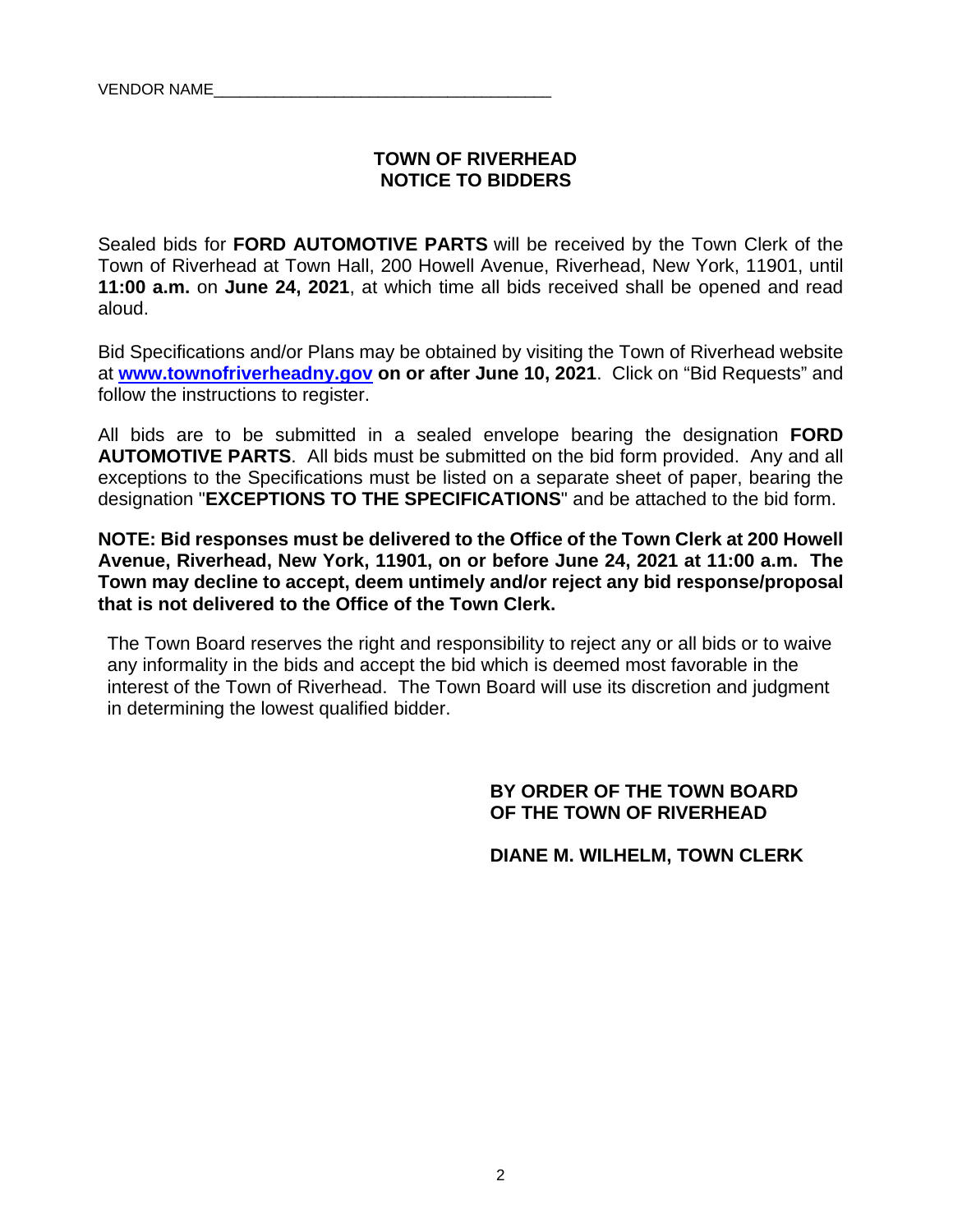VENDOR NAME\_\_\_\_\_\_\_\_\_\_\_\_\_\_\_\_\_\_\_\_\_\_\_\_\_\_\_\_\_\_\_\_\_\_\_\_\_\_\_\_

## TOWN OF RIVERHEAD
## NOTICE TO BIDDERS

Sealed bids for **FORD AUTOMOTIVE PARTS** will be received by the Town Clerk of the Town of Riverhead at Town Hall, 200 Howell Avenue, Riverhead, New York, 11901, until **11:00 a.m.** on **June 24, 2021**, at which time all bids received shall be opened and read aloud.

Bid Specifications and/or Plans may be obtained by visiting the Town of Riverhead website at **www.townofriverheadny.gov on or after June 10, 2021**. Click on "Bid Requests" and follow the instructions to register.

All bids are to be submitted in a sealed envelope bearing the designation **FORD AUTOMOTIVE PARTS**. All bids must be submitted on the bid form provided. Any and all exceptions to the Specifications must be listed on a separate sheet of paper, bearing the designation "**EXCEPTIONS TO THE SPECIFICATIONS**" and be attached to the bid form.

**NOTE: Bid responses must be delivered to the Office of the Town Clerk at 200 Howell Avenue, Riverhead, New York, 11901, on or before June 24, 2021 at 11:00 a.m. The Town may decline to accept, deem untimely and/or reject any bid response/proposal that is not delivered to the Office of the Town Clerk.**

The Town Board reserves the right and responsibility to reject any or all bids or to waive any informality in the bids and accept the bid which is deemed most favorable in the interest of the Town of Riverhead. The Town Board will use its discretion and judgment in determining the lowest qualified bidder.

**BY ORDER OF THE TOWN BOARD OF THE TOWN OF RIVERHEAD**

**DIANE M. WILHELM, TOWN CLERK**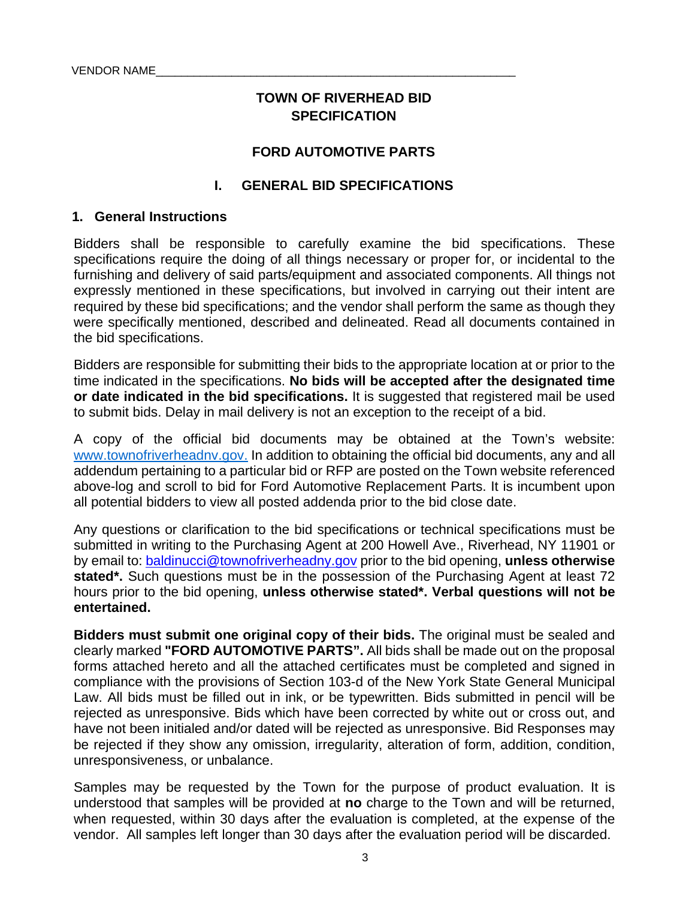VENDOR NAME____________________________________________________________

# TOWN OF RIVERHEAD BID SPECIFICATION

## FORD AUTOMOTIVE PARTS

## I. GENERAL BID SPECIFICATIONS

### 1. General Instructions

Bidders shall be responsible to carefully examine the bid specifications. These specifications require the doing of all things necessary or proper for, or incidental to the furnishing and delivery of said parts/equipment and associated components. All things not expressly mentioned in these specifications, but involved in carrying out their intent are required by these bid specifications; and the vendor shall perform the same as though they were specifically mentioned, described and delineated. Read all documents contained in the bid specifications.

Bidders are responsible for submitting their bids to the appropriate location at or prior to the time indicated in the specifications. **No bids will be accepted after the designated time or date indicated in the bid specifications.** It is suggested that registered mail be used to submit bids. Delay in mail delivery is not an exception to the receipt of a bid.

A copy of the official bid documents may be obtained at the Town's website: www.townofriverheadnv.gov. In addition to obtaining the official bid documents, any and all addendum pertaining to a particular bid or RFP are posted on the Town website referenced above-log and scroll to bid for Ford Automotive Replacement Parts. It is incumbent upon all potential bidders to view all posted addenda prior to the bid close date.

Any questions or clarification to the bid specifications or technical specifications must be submitted in writing to the Purchasing Agent at 200 Howell Ave., Riverhead, NY 11901 or by email to: baldinucci@townofriverheadny.gov prior to the bid opening, **unless otherwise stated*.** Such questions must be in the possession of the Purchasing Agent at least 72 hours prior to the bid opening, **unless otherwise stated*. Verbal questions will not be entertained.**

**Bidders must submit one original copy of their bids.** The original must be sealed and clearly marked **"FORD AUTOMOTIVE PARTS".** All bids shall be made out on the proposal forms attached hereto and all the attached certificates must be completed and signed in compliance with the provisions of Section 103-d of the New York State General Municipal Law. All bids must be filled out in ink, or be typewritten. Bids submitted in pencil will be rejected as unresponsive. Bids which have been corrected by white out or cross out, and have not been initialed and/or dated will be rejected as unresponsive. Bid Responses may be rejected if they show any omission, irregularity, alteration of form, addition, condition, unresponsiveness, or unbalance.

Samples may be requested by the Town for the purpose of product evaluation. It is understood that samples will be provided at **no** charge to the Town and will be returned, when requested, within 30 days after the evaluation is completed, at the expense of the vendor. All samples left longer than 30 days after the evaluation period will be discarded.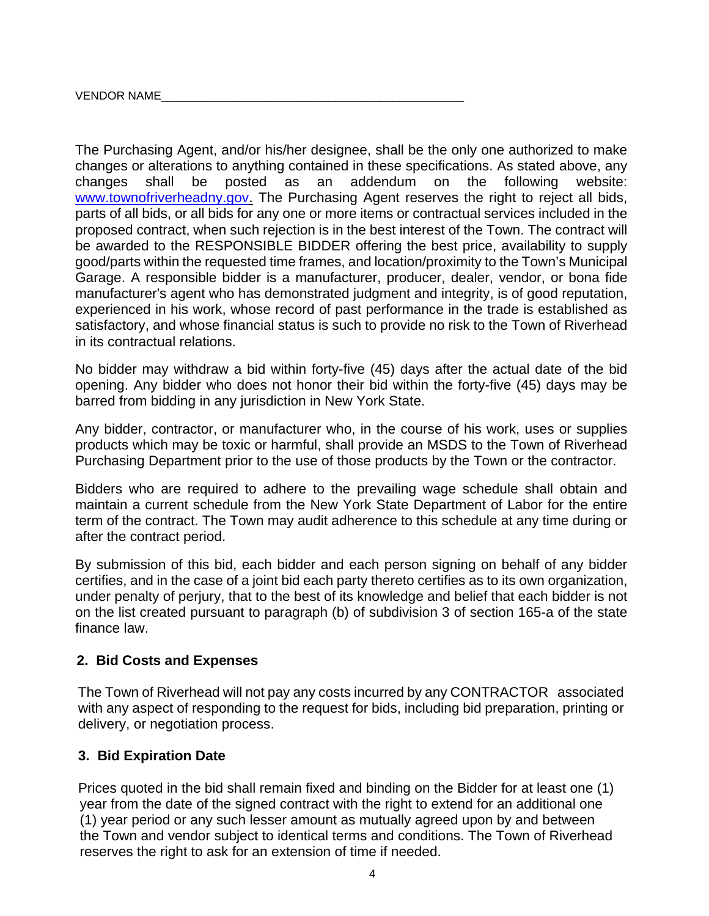VENDOR NAME_______________________________________________

The Purchasing Agent, and/or his/her designee, shall be the only one authorized to make changes or alterations to anything contained in these specifications. As stated above, any changes shall be posted as an addendum on the following website: www.townofriverheadny.gov. The Purchasing Agent reserves the right to reject all bids, parts of all bids, or all bids for any one or more items or contractual services included in the proposed contract, when such rejection is in the best interest of the Town. The contract will be awarded to the RESPONSIBLE BIDDER offering the best price, availability to supply good/parts within the requested time frames, and location/proximity to the Town's Municipal Garage. A responsible bidder is a manufacturer, producer, dealer, vendor, or bona fide manufacturer's agent who has demonstrated judgment and integrity, is of good reputation, experienced in his work, whose record of past performance in the trade is established as satisfactory, and whose financial status is such to provide no risk to the Town of Riverhead in its contractual relations.

No bidder may withdraw a bid within forty-five (45) days after the actual date of the bid opening. Any bidder who does not honor their bid within the forty-five (45) days may be barred from bidding in any jurisdiction in New York State.

Any bidder, contractor, or manufacturer who, in the course of his work, uses or supplies products which may be toxic or harmful, shall provide an MSDS to the Town of Riverhead Purchasing Department prior to the use of those products by the Town or the contractor.

Bidders who are required to adhere to the prevailing wage schedule shall obtain and maintain a current schedule from the New York State Department of Labor for the entire term of the contract. The Town may audit adherence to this schedule at any time during or after the contract period.

By submission of this bid, each bidder and each person signing on behalf of any bidder certifies, and in the case of a joint bid each party thereto certifies as to its own organization, under penalty of perjury, that to the best of its knowledge and belief that each bidder is not on the list created pursuant to paragraph (b) of subdivision 3 of section 165-a of the state finance law.

## 2. Bid Costs and Expenses

The Town of Riverhead will not pay any costs incurred by any CONTRACTOR associated with any aspect of responding to the request for bids, including bid preparation, printing or delivery, or negotiation process.

## 3. Bid Expiration Date

Prices quoted in the bid shall remain fixed and binding on the Bidder for at least one (1) year from the date of the signed contract with the right to extend for an additional one (1) year period or any such lesser amount as mutually agreed upon by and between the Town and vendor subject to identical terms and conditions. The Town of Riverhead reserves the right to ask for an extension of time if needed.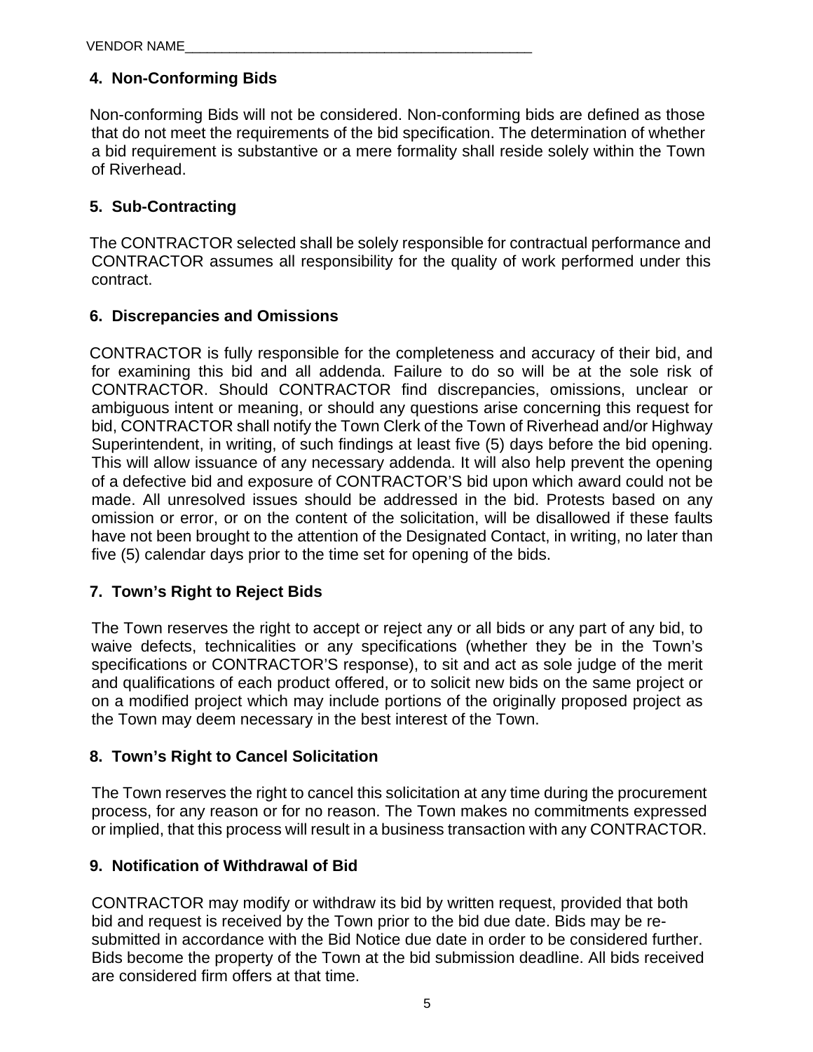VENDOR NAME_______________________________________________

**4. Non-Conforming Bids**

Non-conforming Bids will not be considered. Non-conforming bids are defined as those that do not meet the requirements of the bid specification. The determination of whether a bid requirement is substantive or a mere formality shall reside solely within the Town of Riverhead.

**5. Sub-Contracting**

The CONTRACTOR selected shall be solely responsible for contractual performance and CONTRACTOR assumes all responsibility for the quality of work performed under this contract.

**6. Discrepancies and Omissions**

CONTRACTOR is fully responsible for the completeness and accuracy of their bid, and for examining this bid and all addenda. Failure to do so will be at the sole risk of CONTRACTOR. Should CONTRACTOR find discrepancies, omissions, unclear or ambiguous intent or meaning, or should any questions arise concerning this request for bid, CONTRACTOR shall notify the Town Clerk of the Town of Riverhead and/or Highway Superintendent, in writing, of such findings at least five (5) days before the bid opening. This will allow issuance of any necessary addenda. It will also help prevent the opening of a defective bid and exposure of CONTRACTOR'S bid upon which award could not be made. All unresolved issues should be addressed in the bid. Protests based on any omission or error, or on the content of the solicitation, will be disallowed if these faults have not been brought to the attention of the Designated Contact, in writing, no later than five (5) calendar days prior to the time set for opening of the bids.

**7. Town's Right to Reject Bids**

The Town reserves the right to accept or reject any or all bids or any part of any bid, to waive defects, technicalities or any specifications (whether they be in the Town's specifications or CONTRACTOR'S response), to sit and act as sole judge of the merit and qualifications of each product offered, or to solicit new bids on the same project or on a modified project which may include portions of the originally proposed project as the Town may deem necessary in the best interest of the Town.

**8. Town's Right to Cancel Solicitation**

The Town reserves the right to cancel this solicitation at any time during the procurement process, for any reason or for no reason. The Town makes no commitments expressed or implied, that this process will result in a business transaction with any CONTRACTOR.

**9. Notification of Withdrawal of Bid**

CONTRACTOR may modify or withdraw its bid by written request, provided that both bid and request is received by the Town prior to the bid due date. Bids may be re-submitted in accordance with the Bid Notice due date in order to be considered further. Bids become the property of the Town at the bid submission deadline. All bids received are considered firm offers at that time.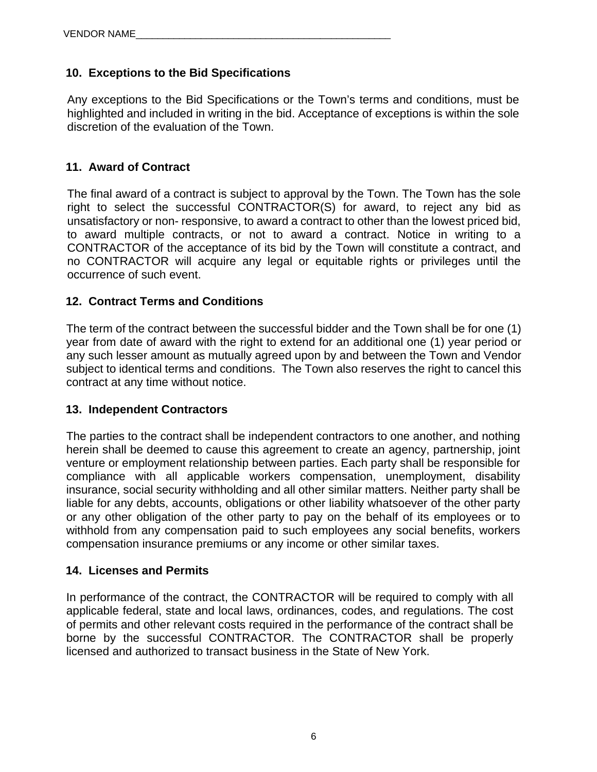VENDOR NAME_______________________________________________

## 10. Exceptions to the Bid Specifications

Any exceptions to the Bid Specifications or the Town's terms and conditions, must be highlighted and included in writing in the bid. Acceptance of exceptions is within the sole discretion of the evaluation of the Town.

## 11. Award of Contract

The final award of a contract is subject to approval by the Town. The Town has the sole right to select the successful CONTRACTOR(S) for award, to reject any bid as unsatisfactory or non- responsive, to award a contract to other than the lowest priced bid, to award multiple contracts, or not to award a contract. Notice in writing to a CONTRACTOR of the acceptance of its bid by the Town will constitute a contract, and no CONTRACTOR will acquire any legal or equitable rights or privileges until the occurrence of such event.

## 12. Contract Terms and Conditions

The term of the contract between the successful bidder and the Town shall be for one (1) year from date of award with the right to extend for an additional one (1) year period or any such lesser amount as mutually agreed upon by and between the Town and Vendor subject to identical terms and conditions. The Town also reserves the right to cancel this contract at any time without notice.

## 13. Independent Contractors

The parties to the contract shall be independent contractors to one another, and nothing herein shall be deemed to cause this agreement to create an agency, partnership, joint venture or employment relationship between parties. Each party shall be responsible for compliance with all applicable workers compensation, unemployment, disability insurance, social security withholding and all other similar matters. Neither party shall be liable for any debts, accounts, obligations or other liability whatsoever of the other party or any other obligation of the other party to pay on the behalf of its employees or to withhold from any compensation paid to such employees any social benefits, workers compensation insurance premiums or any income or other similar taxes.

## 14. Licenses and Permits

In performance of the contract, the CONTRACTOR will be required to comply with all applicable federal, state and local laws, ordinances, codes, and regulations. The cost of permits and other relevant costs required in the performance of the contract shall be borne by the successful CONTRACTOR. The CONTRACTOR shall be properly licensed and authorized to transact business in the State of New York.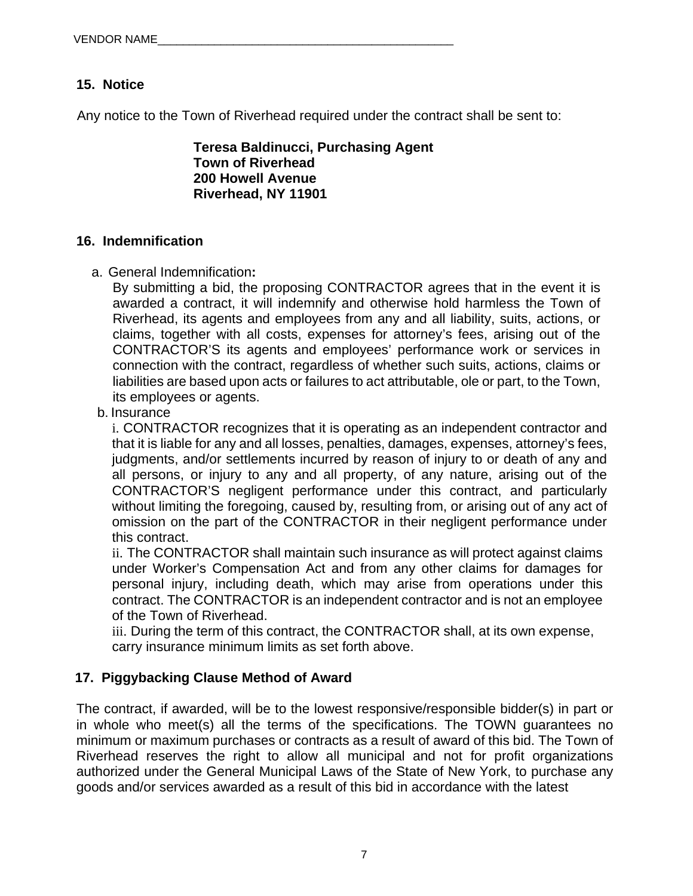VENDOR NAME_______________________________________________

## 15. Notice

Any notice to the Town of Riverhead required under the contract shall be sent to:

**Teresa Baldinucci, Purchasing Agent**
**Town of Riverhead**
**200 Howell Avenue**
**Riverhead, NY 11901**

## 16. Indemnification

a. General Indemnification**:**
By submitting a bid, the proposing CONTRACTOR agrees that in the event it is awarded a contract, it will indemnify and otherwise hold harmless the Town of Riverhead, its agents and employees from any and all liability, suits, actions, or claims, together with all costs, expenses for attorney's fees, arising out of the CONTRACTOR'S its agents and employees' performance work or services in connection with the contract, regardless of whether such suits, actions, claims or liabilities are based upon acts or failures to act attributable, ole or part, to the Town, its employees or agents.

b. Insurance
i. CONTRACTOR recognizes that it is operating as an independent contractor and that it is liable for any and all losses, penalties, damages, expenses, attorney's fees, judgments, and/or settlements incurred by reason of injury to or death of any and all persons, or injury to any and all property, of any nature, arising out of the CONTRACTOR'S negligent performance under this contract, and particularly without limiting the foregoing, caused by, resulting from, or arising out of any act of omission on the part of the CONTRACTOR in their negligent performance under this contract.
ii. The CONTRACTOR shall maintain such insurance as will protect against claims under Worker's Compensation Act and from any other claims for damages for personal injury, including death, which may arise from operations under this contract. The CONTRACTOR is an independent contractor and is not an employee of the Town of Riverhead.
iii. During the term of this contract, the CONTRACTOR shall, at its own expense, carry insurance minimum limits as set forth above.

## 17. Piggybacking Clause Method of Award

The contract, if awarded, will be to the lowest responsive/responsible bidder(s) in part or in whole who meet(s) all the terms of the specifications. The TOWN guarantees no minimum or maximum purchases or contracts as a result of award of this bid. The Town of Riverhead reserves the right to allow all municipal and not for profit organizations authorized under the General Municipal Laws of the State of New York, to purchase any goods and/or services awarded as a result of this bid in accordance with the latest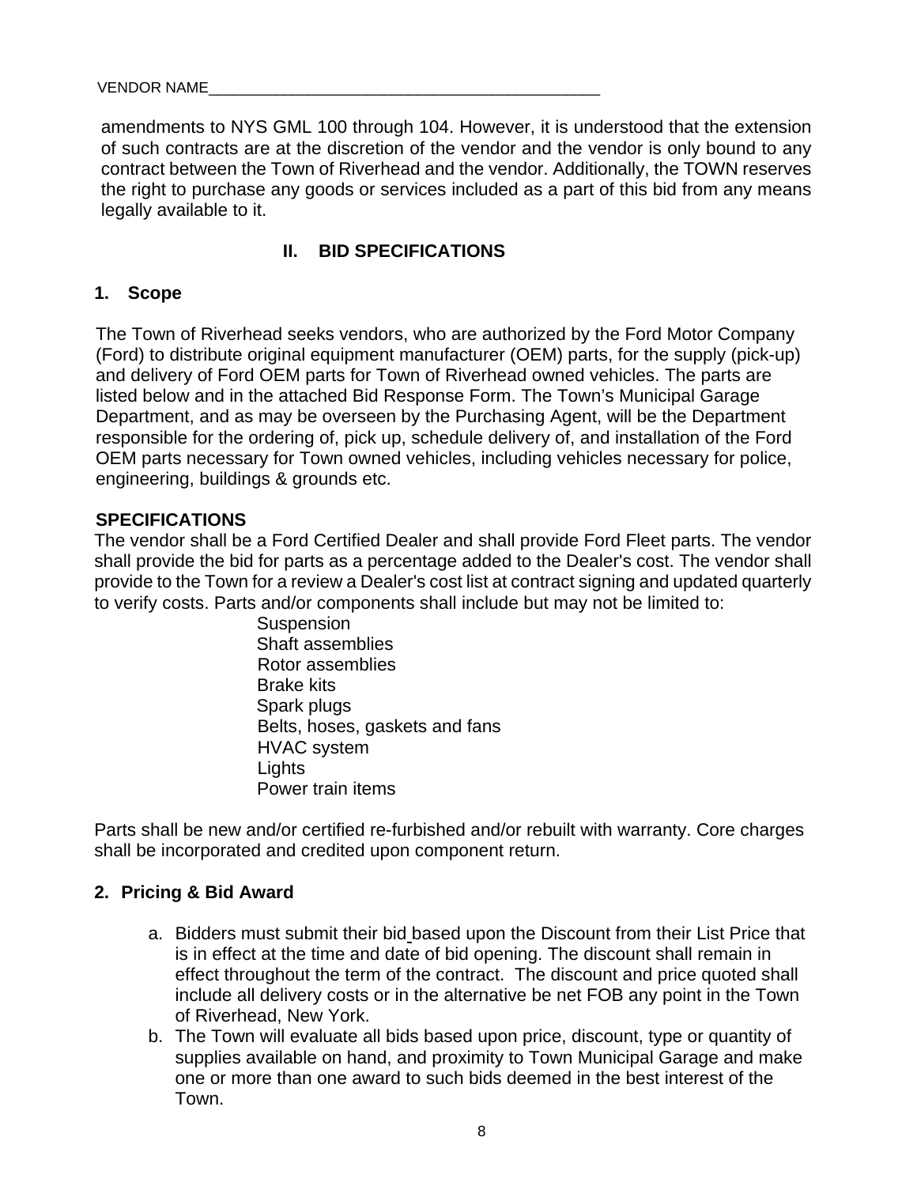VENDOR NAME_______________________________________________

amendments to NYS GML 100 through 104. However, it is understood that the extension of such contracts are at the discretion of the vendor and the vendor is only bound to any contract between the Town of Riverhead and the vendor. Additionally, the TOWN reserves the right to purchase any goods or services included as a part of this bid from any means legally available to it.

## II. BID SPECIFICATIONS

### 1. Scope

The Town of Riverhead seeks vendors, who are authorized by the Ford Motor Company (Ford) to distribute original equipment manufacturer (OEM) parts, for the supply (pick-up) and delivery of Ford OEM parts for Town of Riverhead owned vehicles. The parts are listed below and in the attached Bid Response Form. The Town's Municipal Garage Department, and as may be overseen by the Purchasing Agent, will be the Department responsible for the ordering of, pick up, schedule delivery of, and installation of the Ford OEM parts necessary for Town owned vehicles, including vehicles necessary for police, engineering, buildings & grounds etc.

**SPECIFICATIONS**

The vendor shall be a Ford Certified Dealer and shall provide Ford Fleet parts. The vendor shall provide the bid for parts as a percentage added to the Dealer's cost. The vendor shall provide to the Town for a review a Dealer's cost list at contract signing and updated quarterly to verify costs. Parts and/or components shall include but may not be limited to:

- Suspension
- Shaft assemblies
- Rotor assemblies
- Brake kits
- Spark plugs
- Belts, hoses, gaskets and fans
- HVAC system
- Lights
- Power train items

Parts shall be new and/or certified re-furbished and/or rebuilt with warranty. Core charges shall be incorporated and credited upon component return.

### 2. Pricing & Bid Award

a. Bidders must submit their bid based upon the Discount from their List Price that is in effect at the time and date of bid opening. The discount shall remain in effect throughout the term of the contract. The discount and price quoted shall include all delivery costs or in the alternative be net FOB any point in the Town of Riverhead, New York.

b. The Town will evaluate all bids based upon price, discount, type or quantity of supplies available on hand, and proximity to Town Municipal Garage and make one or more than one award to such bids deemed in the best interest of the Town.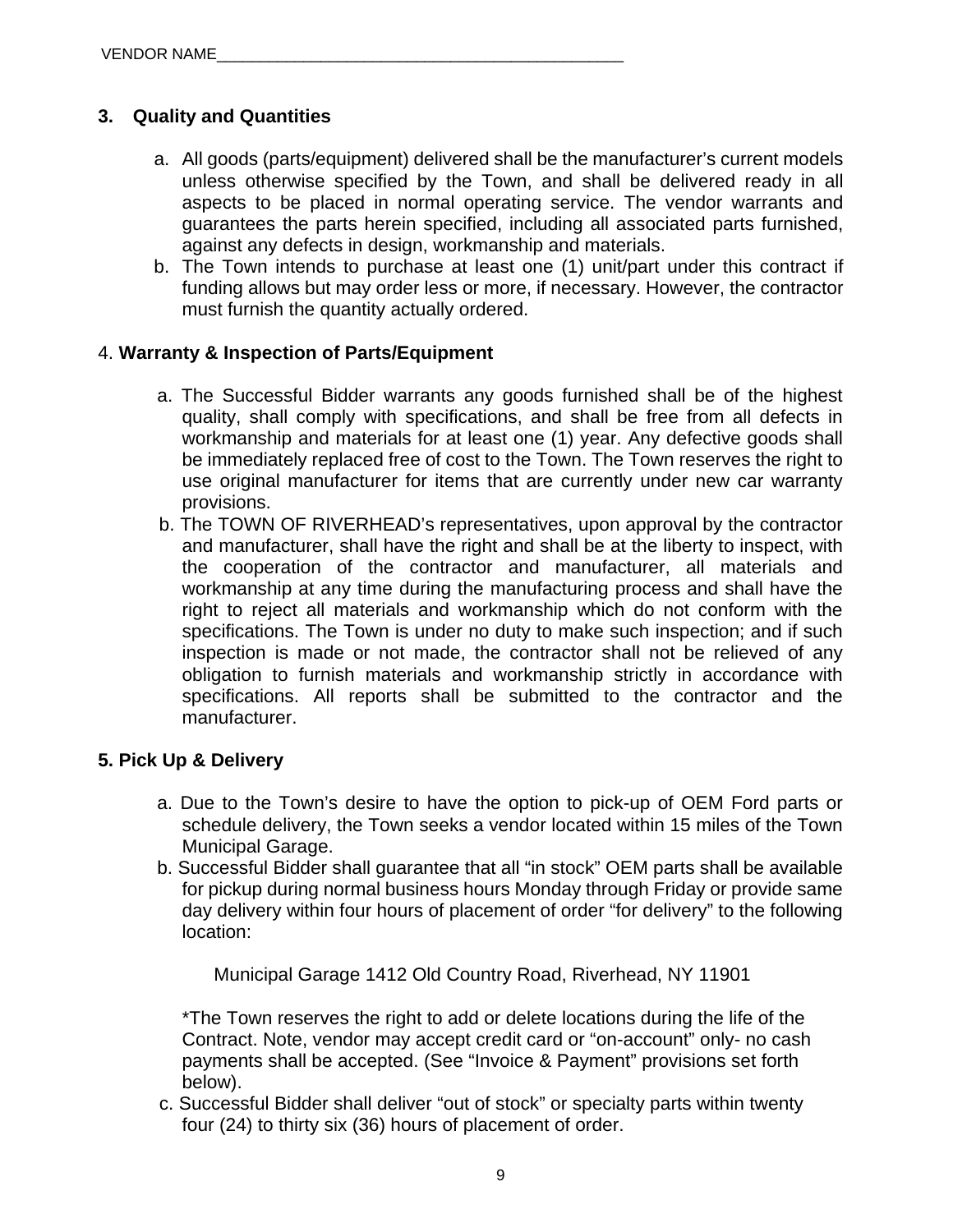VENDOR NAME_______________________________________________

### 3. Quality and Quantities

a. All goods (parts/equipment) delivered shall be the manufacturer's current models unless otherwise specified by the Town, and shall be delivered ready in all aspects to be placed in normal operating service. The vendor warrants and guarantees the parts herein specified, including all associated parts furnished, against any defects in design, workmanship and materials.

b. The Town intends to purchase at least one (1) unit/part under this contract if funding allows but may order less or more, if necessary. However, the contractor must furnish the quantity actually ordered.

### 4. **Warranty & Inspection of Parts/Equipment**

a. The Successful Bidder warrants any goods furnished shall be of the highest quality, shall comply with specifications, and shall be free from all defects in workmanship and materials for at least one (1) year. Any defective goods shall be immediately replaced free of cost to the Town. The Town reserves the right to use original manufacturer for items that are currently under new car warranty provisions.

b. The TOWN OF RIVERHEAD's representatives, upon approval by the contractor and manufacturer, shall have the right and shall be at the liberty to inspect, with the cooperation of the contractor and manufacturer, all materials and workmanship at any time during the manufacturing process and shall have the right to reject all materials and workmanship which do not conform with the specifications. The Town is under no duty to make such inspection; and if such inspection is made or not made, the contractor shall not be relieved of any obligation to furnish materials and workmanship strictly in accordance with specifications. All reports shall be submitted to the contractor and the manufacturer.

### 5. Pick Up & Delivery

a. Due to the Town's desire to have the option to pick-up of OEM Ford parts or schedule delivery, the Town seeks a vendor located within 15 miles of the Town Municipal Garage.

b. Successful Bidder shall guarantee that all "in stock" OEM parts shall be available for pickup during normal business hours Monday through Friday or provide same day delivery within four hours of placement of order "for delivery" to the following location:

    Municipal Garage 1412 Old Country Road, Riverhead, NY 11901

   *The Town reserves the right to add or delete locations during the life of the Contract. Note, vendor may accept credit card or "on-account" only- no cash payments shall be accepted. (See "Invoice & Payment" provisions set forth below).

c. Successful Bidder shall deliver "out of stock" or specialty parts within twenty four (24) to thirty six (36) hours of placement of order.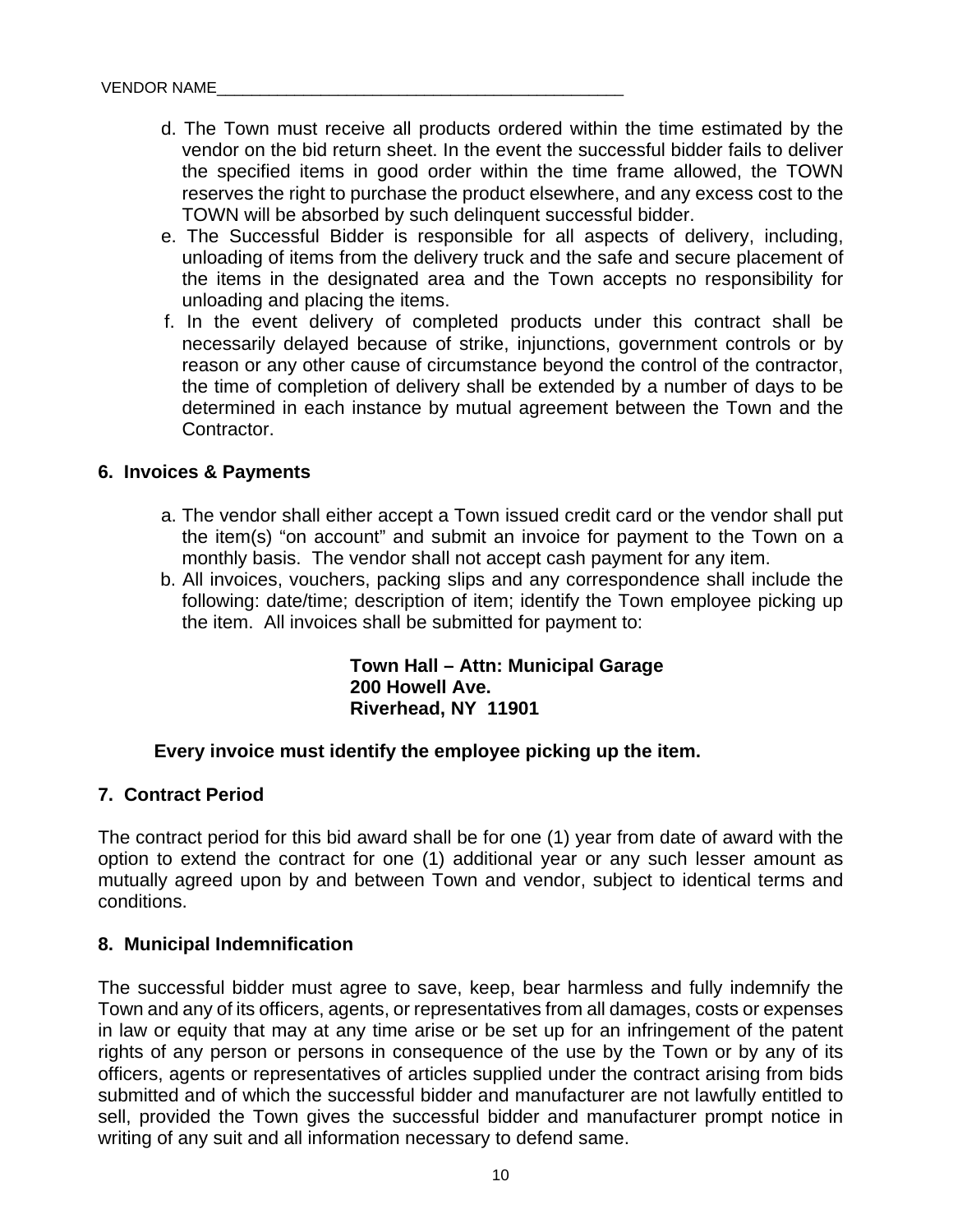VENDOR NAME_______________________________________________

d. The Town must receive all products ordered within the time estimated by the vendor on the bid return sheet. In the event the successful bidder fails to deliver the specified items in good order within the time frame allowed, the TOWN reserves the right to purchase the product elsewhere, and any excess cost to the TOWN will be absorbed by such delinquent successful bidder.
e. The Successful Bidder is responsible for all aspects of delivery, including, unloading of items from the delivery truck and the safe and secure placement of the items in the designated area and the Town accepts no responsibility for unloading and placing the items.
f. In the event delivery of completed products under this contract shall be necessarily delayed because of strike, injunctions, government controls or by reason or any other cause of circumstance beyond the control of the contractor, the time of completion of delivery shall be extended by a number of days to be determined in each instance by mutual agreement between the Town and the Contractor.

## 6. Invoices & Payments

a. The vendor shall either accept a Town issued credit card or the vendor shall put the item(s) "on account" and submit an invoice for payment to the Town on a monthly basis. The vendor shall not accept cash payment for any item.
b. All invoices, vouchers, packing slips and any correspondence shall include the following: date/time; description of item; identify the Town employee picking up the item. All invoices shall be submitted for payment to:

**Town Hall – Attn: Municipal Garage**
**200 Howell Ave.**
**Riverhead, NY 11901**

**Every invoice must identify the employee picking up the item.**

## 7. Contract Period

The contract period for this bid award shall be for one (1) year from date of award with the option to extend the contract for one (1) additional year or any such lesser amount as mutually agreed upon by and between Town and vendor, subject to identical terms and conditions.

## 8. Municipal Indemnification

The successful bidder must agree to save, keep, bear harmless and fully indemnify the Town and any of its officers, agents, or representatives from all damages, costs or expenses in law or equity that may at any time arise or be set up for an infringement of the patent rights of any person or persons in consequence of the use by the Town or by any of its officers, agents or representatives of articles supplied under the contract arising from bids submitted and of which the successful bidder and manufacturer are not lawfully entitled to sell, provided the Town gives the successful bidder and manufacturer prompt notice in writing of any suit and all information necessary to defend same.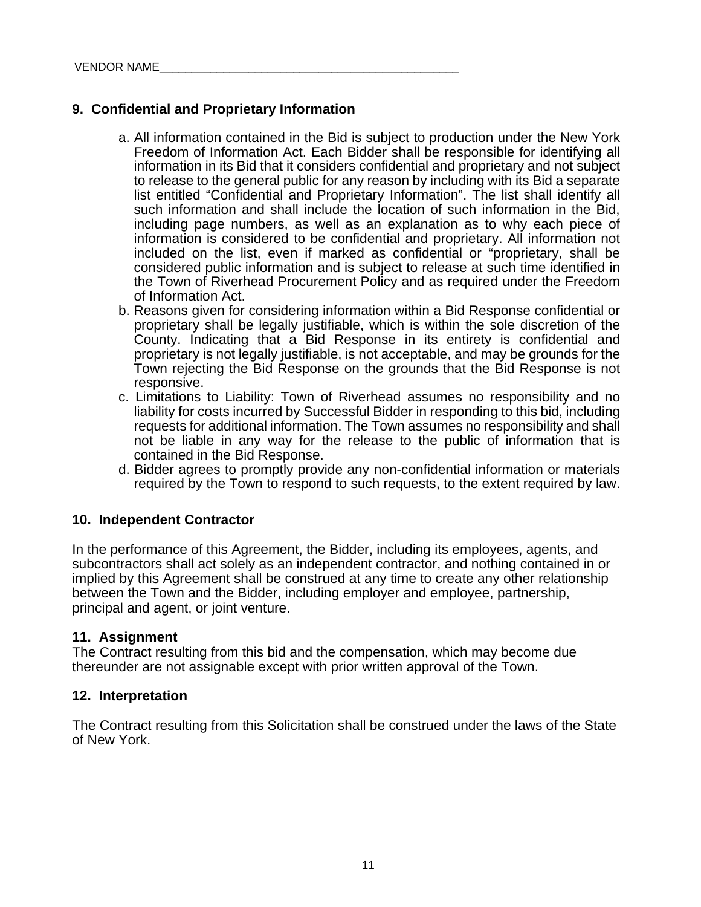VENDOR NAME_______________________________________________

## 9. Confidential and Proprietary Information

a. All information contained in the Bid is subject to production under the New York Freedom of Information Act. Each Bidder shall be responsible for identifying all information in its Bid that it considers confidential and proprietary and not subject to release to the general public for any reason by including with its Bid a separate list entitled "Confidential and Proprietary Information". The list shall identify all such information and shall include the location of such information in the Bid, including page numbers, as well as an explanation as to why each piece of information is considered to be confidential and proprietary. All information not included on the list, even if marked as confidential or "proprietary, shall be considered public information and is subject to release at such time identified in the Town of Riverhead Procurement Policy and as required under the Freedom of Information Act.

b. Reasons given for considering information within a Bid Response confidential or proprietary shall be legally justifiable, which is within the sole discretion of the County. Indicating that a Bid Response in its entirety is confidential and proprietary is not legally justifiable, is not acceptable, and may be grounds for the Town rejecting the Bid Response on the grounds that the Bid Response is not responsive.

c. Limitations to Liability: Town of Riverhead assumes no responsibility and no liability for costs incurred by Successful Bidder in responding to this bid, including requests for additional information. The Town assumes no responsibility and shall not be liable in any way for the release to the public of information that is contained in the Bid Response.

d. Bidder agrees to promptly provide any non-confidential information or materials required by the Town to respond to such requests, to the extent required by law.

## 10. Independent Contractor

In the performance of this Agreement, the Bidder, including its employees, agents, and subcontractors shall act solely as an independent contractor, and nothing contained in or implied by this Agreement shall be construed at any time to create any other relationship between the Town and the Bidder, including employer and employee, partnership, principal and agent, or joint venture.

## 11. Assignment

The Contract resulting from this bid and the compensation, which may become due thereunder are not assignable except with prior written approval of the Town.

## 12. Interpretation

The Contract resulting from this Solicitation shall be construed under the laws of the State of New York.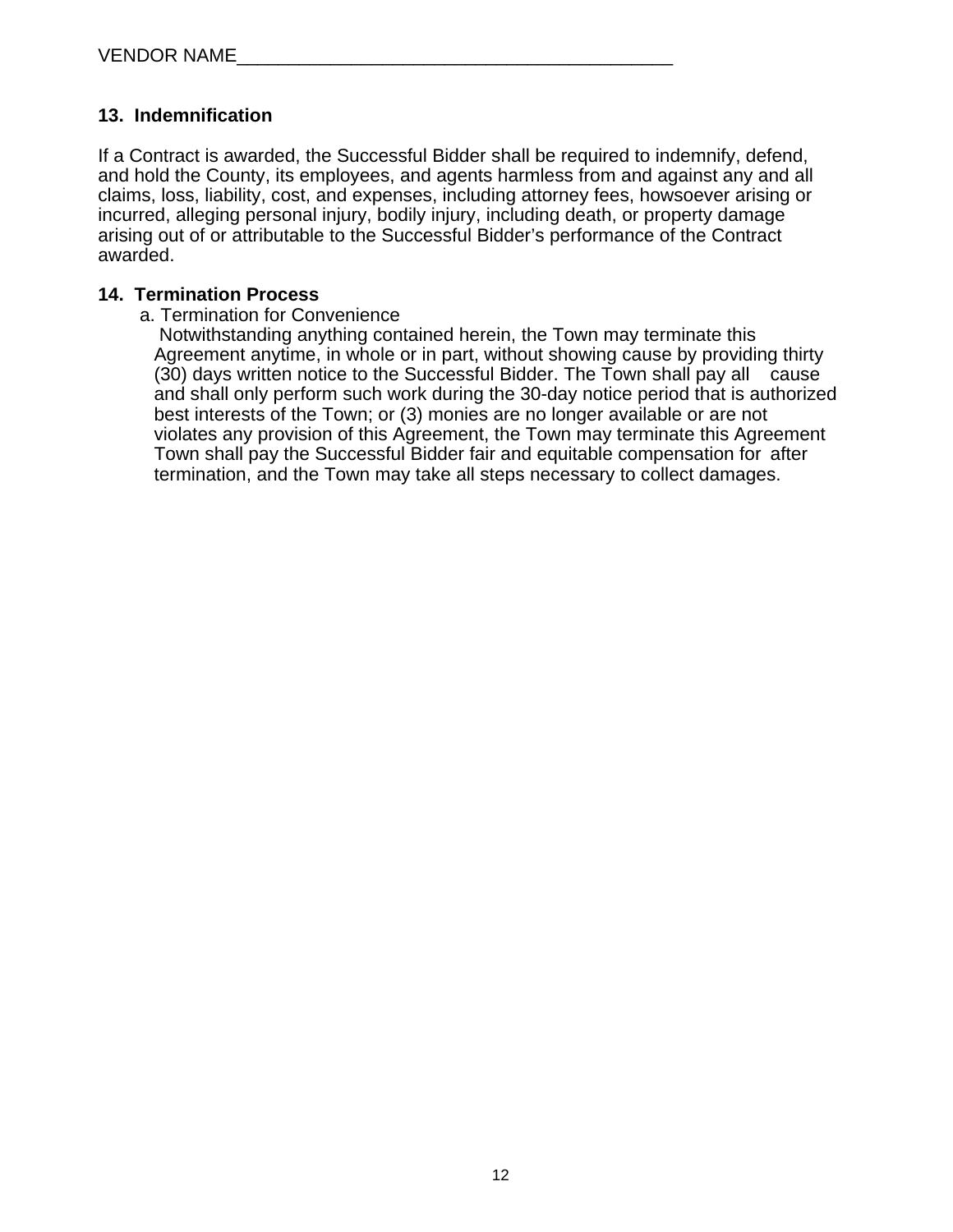VENDOR NAME___________________________________________

**13. Indemnification**

If a Contract is awarded, the Successful Bidder shall be required to indemnify, defend, and hold the County, its employees, and agents harmless from and against any and all claims, loss, liability, cost, and expenses, including attorney fees, howsoever arising or incurred, alleging personal injury, bodily injury, including death, or property damage arising out of or attributable to the Successful Bidder's performance of the Contract awarded.

**14. Termination Process**

a. Termination for Convenience

Notwithstanding anything contained herein, the Town may terminate this Agreement anytime, in whole or in part, without showing cause by providing thirty (30) days written notice to the Successful Bidder. The Town shall pay all cause and shall only perform such work during the 30-day notice period that is authorized best interests of the Town; or (3) monies are no longer available or are not violates any provision of this Agreement, the Town may terminate this Agreement Town shall pay the Successful Bidder fair and equitable compensation for after termination, and the Town may take all steps necessary to collect damages.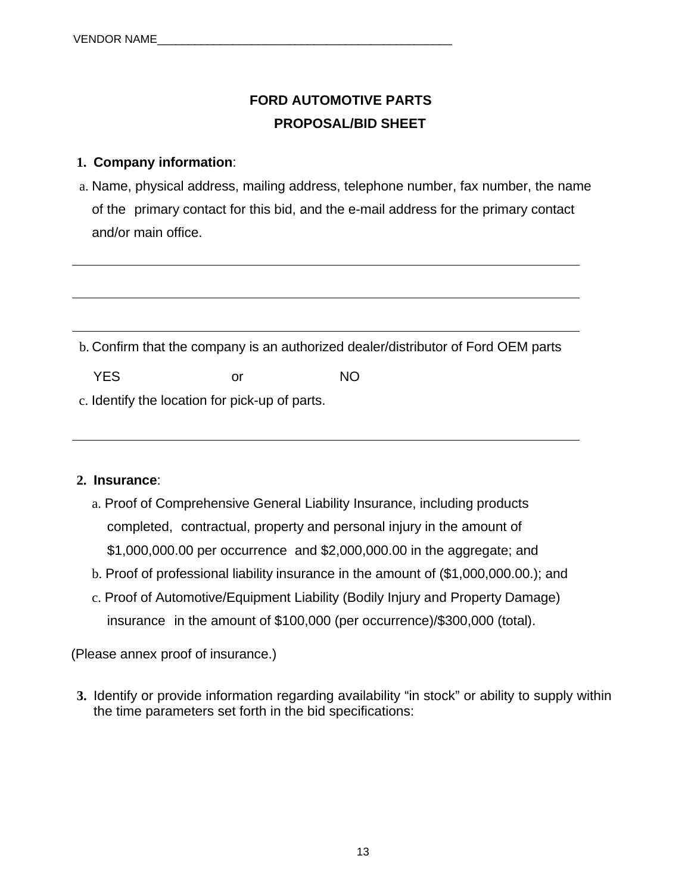VENDOR NAME_______________________________________________

## FORD AUTOMOTIVE PARTS

## PROPOSAL/BID SHEET

1. **Company information**:

a. Name, physical address, mailing address, telephone number, fax number, the name of the primary contact for this bid, and the e-mail address for the primary contact and/or main office.

_______________________________________________________________________

_______________________________________________________________________

_______________________________________________________________________

b. Confirm that the company is an authorized dealer/distributor of Ford OEM parts

YES or NO

c. Identify the location for pick-up of parts.

_______________________________________________________________________

2. **Insurance**:

a. Proof of Comprehensive General Liability Insurance, including products completed, contractual, property and personal injury in the amount of $1,000,000.00 per occurrence and $2,000,000.00 in the aggregate; and

b. Proof of professional liability insurance in the amount of ($1,000,000.00.); and

c. Proof of Automotive/Equipment Liability (Bodily Injury and Property Damage) insurance in the amount of $100,000 (per occurrence)/$300,000 (total).

(Please annex proof of insurance.)

3. Identify or provide information regarding availability “in stock” or ability to supply within the time parameters set forth in the bid specifications: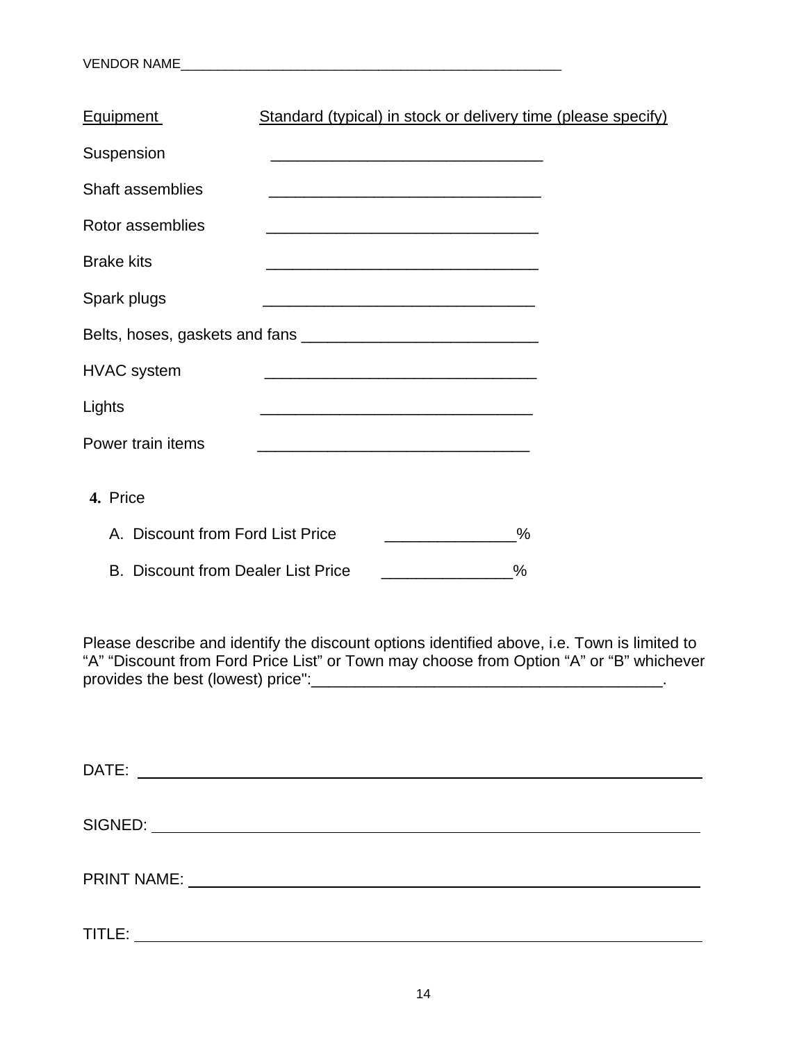VENDOR NAME_____________________________________________________

| Equipment | Standard (typical) in stock or delivery time (please specify) |
|---|---|
| Suspension | _______________________________ |
| Shaft assemblies | _______________________________ |
| Rotor assemblies | _______________________________ |
| Brake kits | _______________________________ |
| Spark plugs | _______________________________ |
| Belts, hoses, gaskets and fans | ___________________________ |
| HVAC system | _______________________________ |
| Lights | _______________________________ |
| Power train items | _______________________________ |

**4.** Price

A. Discount from Ford List Price _______________%

B. Discount from Dealer List Price _______________%

Please describe and identify the discount options identified above, i.e. Town is limited to "A" "Discount from Ford Price List" or Town may choose from Option "A" or "B" whichever provides the best (lowest) price":_________________________________________.

DATE: ____________________________________________________________

SIGNED: __________________________________________________________

PRINT NAME: ______________________________________________________

TITLE: ____________________________________________________________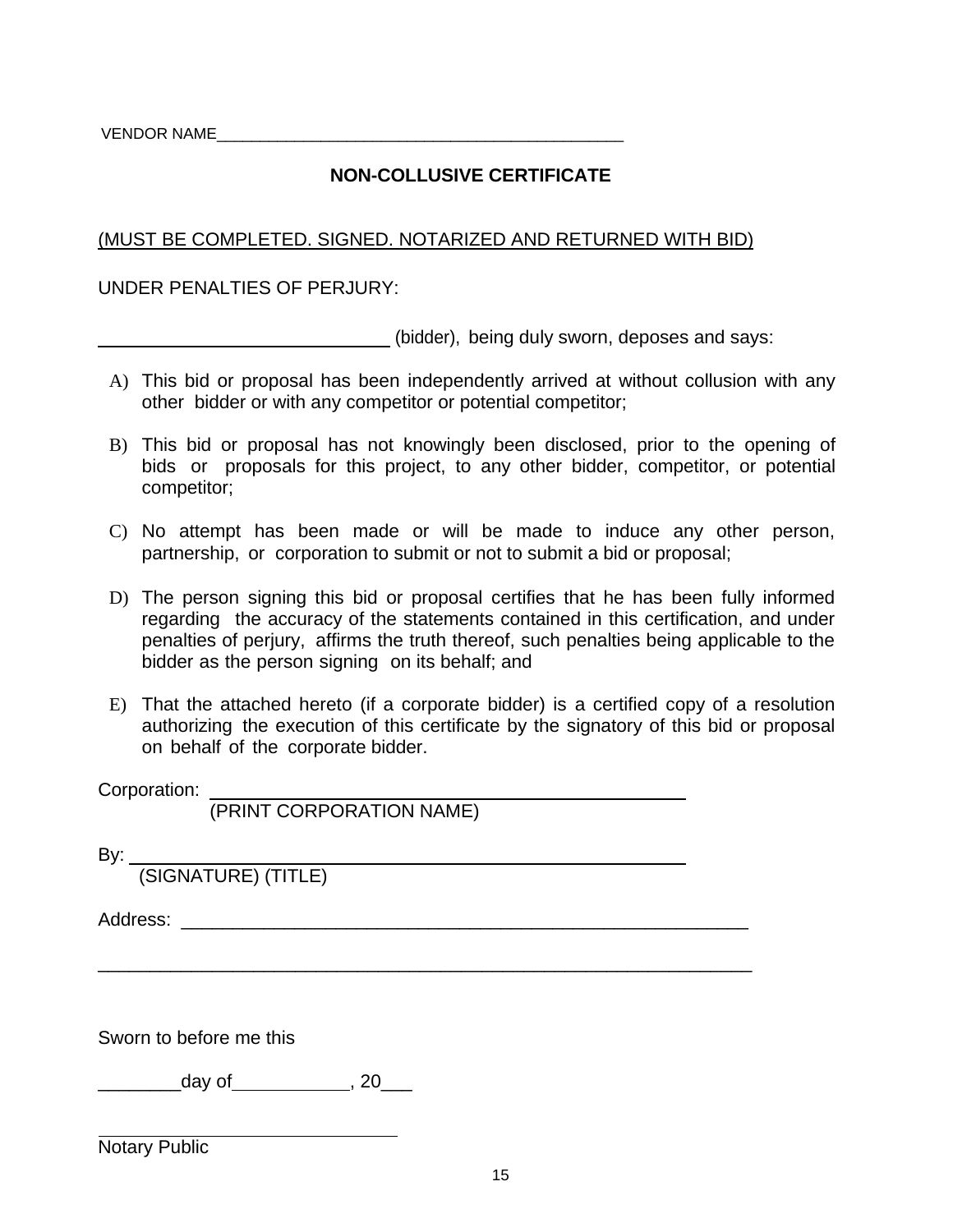VENDOR NAME_______________________________________________

## NON-COLLUSIVE CERTIFICATE

(MUST BE COMPLETED. SIGNED. NOTARIZED AND RETURNED WITH BID)

UNDER PENALTIES OF PERJURY:

______________________________ (bidder), being duly sworn, deposes and says:

A) This bid or proposal has been independently arrived at without collusion with any other bidder or with any competitor or potential competitor;

B) This bid or proposal has not knowingly been disclosed, prior to the opening of bids or proposals for this project, to any other bidder, competitor, or potential competitor;

C) No attempt has been made or will be made to induce any other person, partnership, or corporation to submit or not to submit a bid or proposal;

D) The person signing this bid or proposal certifies that he has been fully informed regarding the accuracy of the statements contained in this certification, and under penalties of perjury, affirms the truth thereof, such penalties being applicable to the bidder as the person signing on its behalf; and

E) That the attached hereto (if a corporate bidder) is a certified copy of a resolution authorizing the execution of this certificate by the signatory of this bid or proposal on behalf of the corporate bidder.

Corporation: _______________________________________________
(PRINT CORPORATION NAME)

By: _______________________________________________
(SIGNATURE) (TITLE)

Address: _______________________________________________

_______________________________________________

Sworn to before me this

________day of___________, 20___

______________________________
Notary Public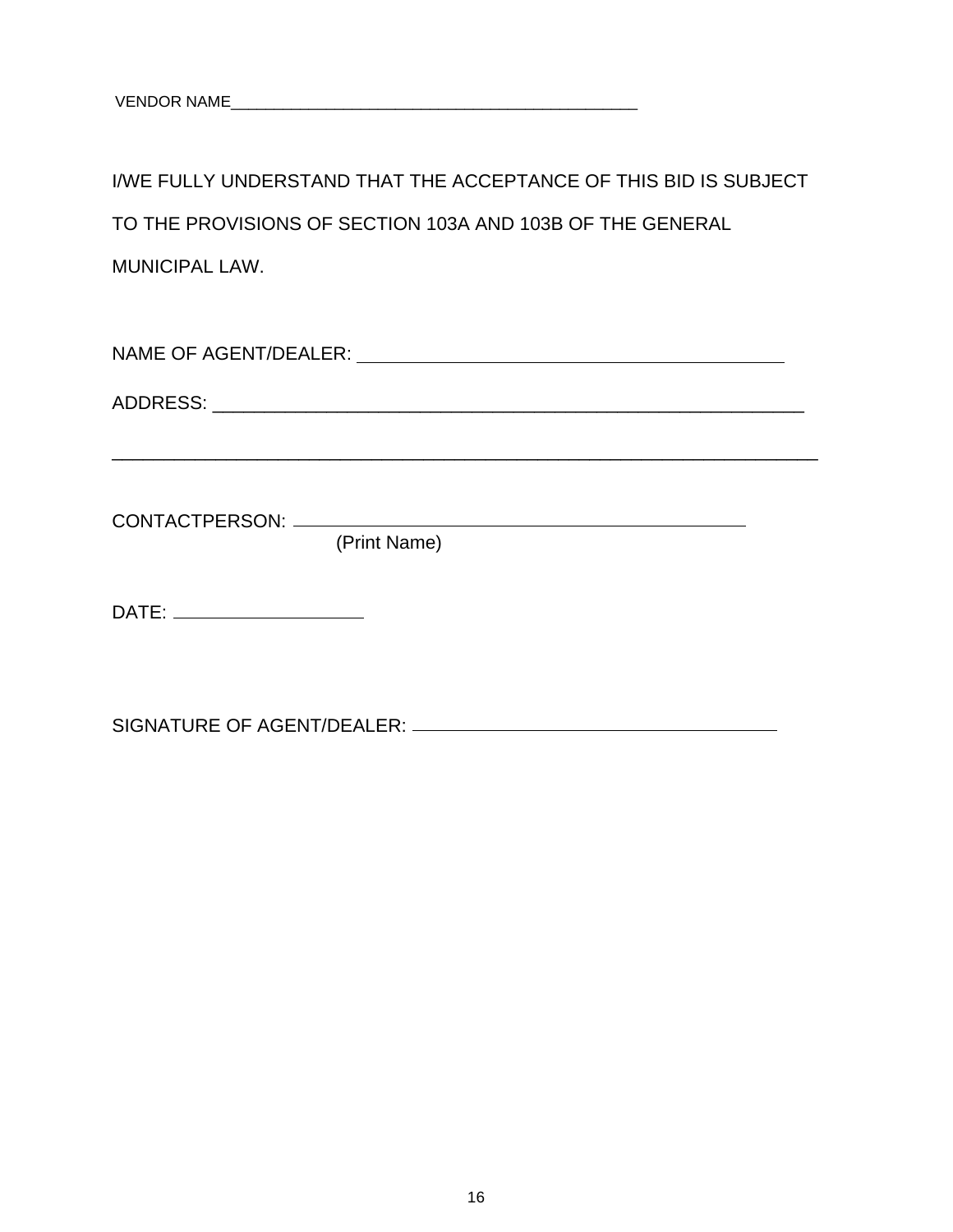VENDOR NAME_______________________________________________

I/WE FULLY UNDERSTAND THAT THE ACCEPTANCE OF THIS BID IS SUBJECT TO THE PROVISIONS OF SECTION 103A AND 103B OF THE GENERAL MUNICIPAL LAW.

NAME OF AGENT/DEALER: ___________________________________________

ADDRESS: ____________________________________________________________

_________________________________________________________________________

CONTACTPERSON: _______________________________________________
(Print Name)

DATE: ___________________

SIGNATURE OF AGENT/DEALER: _____________________________________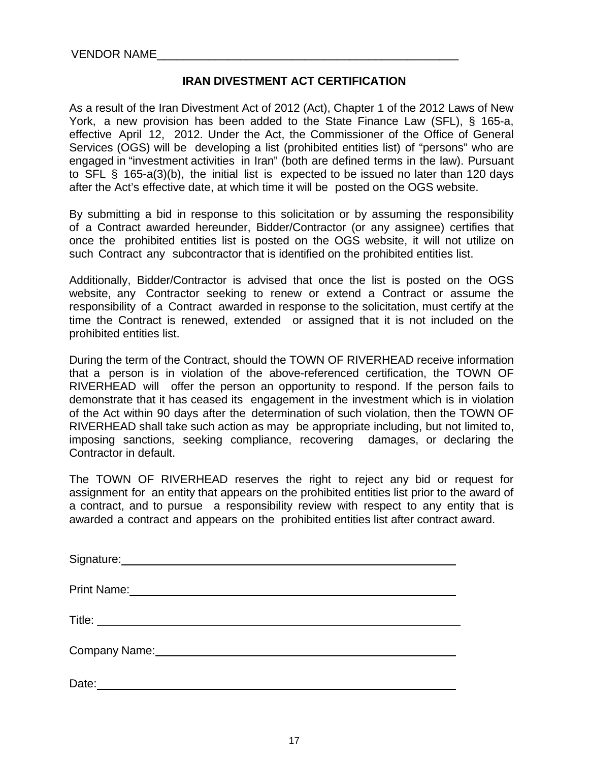VENDOR NAME_______________________________________________

## IRAN DIVESTMENT ACT CERTIFICATION

As a result of the Iran Divestment Act of 2012 (Act), Chapter 1 of the 2012 Laws of New York, a new provision has been added to the State Finance Law (SFL), § 165-a, effective April 12, 2012. Under the Act, the Commissioner of the Office of General Services (OGS) will be developing a list (prohibited entities list) of "persons" who are engaged in "investment activities in Iran" (both are defined terms in the law). Pursuant to SFL § 165-a(3)(b), the initial list is expected to be issued no later than 120 days after the Act's effective date, at which time it will be posted on the OGS website.

By submitting a bid in response to this solicitation or by assuming the responsibility of a Contract awarded hereunder, Bidder/Contractor (or any assignee) certifies that once the prohibited entities list is posted on the OGS website, it will not utilize on such Contract any subcontractor that is identified on the prohibited entities list.

Additionally, Bidder/Contractor is advised that once the list is posted on the OGS website, any Contractor seeking to renew or extend a Contract or assume the responsibility of a Contract awarded in response to the solicitation, must certify at the time the Contract is renewed, extended or assigned that it is not included on the prohibited entities list.

During the term of the Contract, should the TOWN OF RIVERHEAD receive information that a person is in violation of the above-referenced certification, the TOWN OF RIVERHEAD will offer the person an opportunity to respond. If the person fails to demonstrate that it has ceased its engagement in the investment which is in violation of the Act within 90 days after the determination of such violation, then the TOWN OF RIVERHEAD shall take such action as may be appropriate including, but not limited to, imposing sanctions, seeking compliance, recovering damages, or declaring the Contractor in default.

The TOWN OF RIVERHEAD reserves the right to reject any bid or request for assignment for an entity that appears on the prohibited entities list prior to the award of a contract, and to pursue a responsibility review with respect to any entity that is awarded a contract and appears on the prohibited entities list after contract award.

Signature:_______________________________________________

Print Name:_______________________________________________

Title: _______________________________________________

Company Name:_______________________________________________

Date:_______________________________________________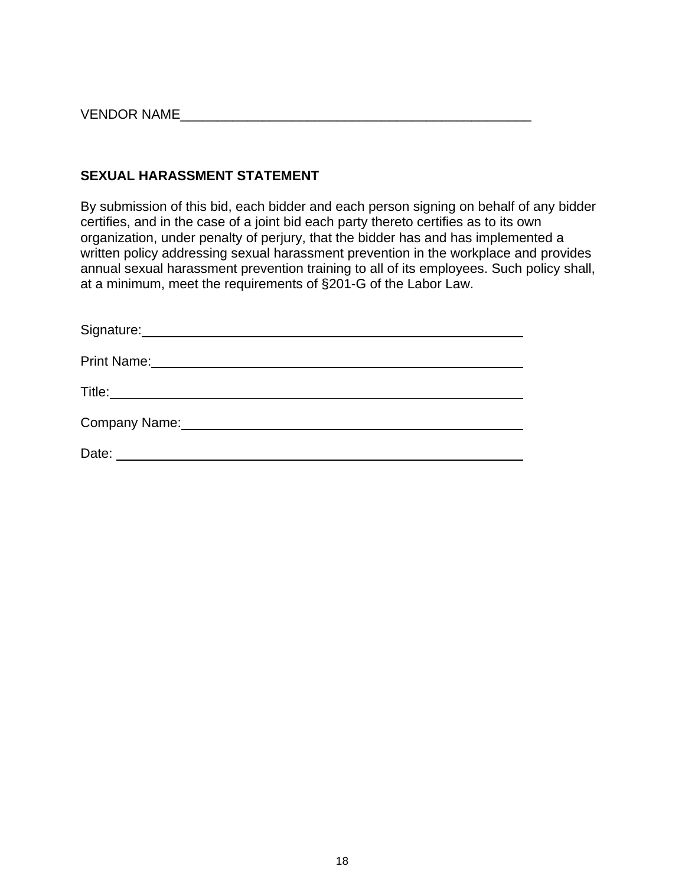VENDOR NAME_______________________________________________

## SEXUAL HARASSMENT STATEMENT

By submission of this bid, each bidder and each person signing on behalf of any bidder certifies, and in the case of a joint bid each party thereto certifies as to its own organization, under penalty of perjury, that the bidder has and has implemented a written policy addressing sexual harassment prevention in the workplace and provides annual sexual harassment prevention training to all of its employees. Such policy shall, at a minimum, meet the requirements of §201-G of the Labor Law.

Signature:_______________________________________________

Print Name:_______________________________________________

Title:_______________________________________________

Company Name:_______________________________________________

Date: _______________________________________________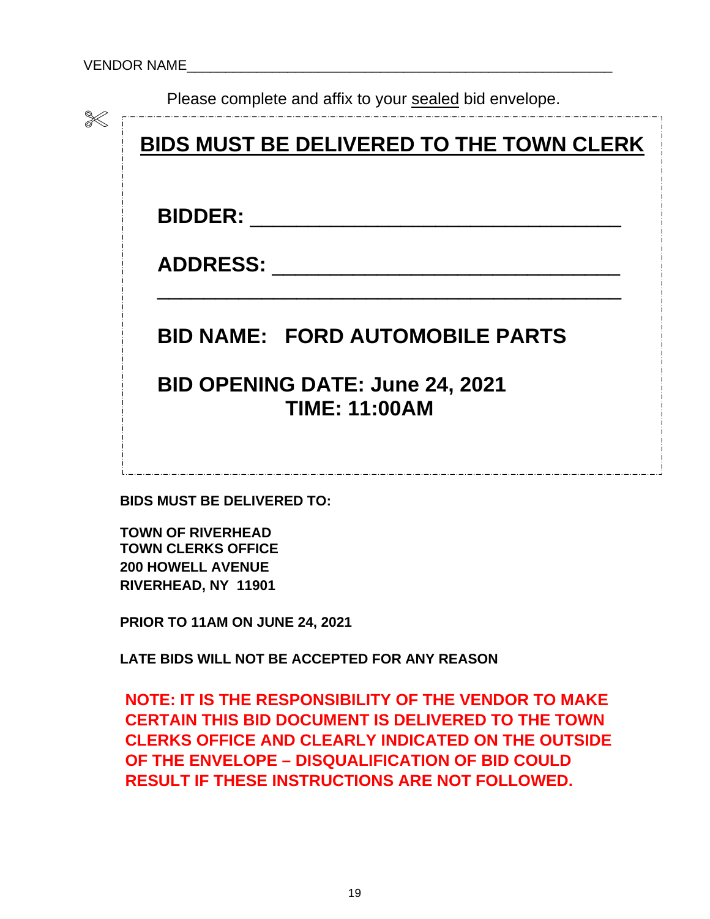VENDOR NAME_____________________________________________________

Please complete and affix to your sealed bid envelope.

**BIDS MUST BE DELIVERED TO THE TOWN CLERK**

**BIDDER: ________________________________**

**ADDRESS: ______________________________**

**________________________________________**

**BID NAME: FORD AUTOMOBILE PARTS**

**BID OPENING DATE: June 24, 2021**
**TIME: 11:00AM**

**BIDS MUST BE DELIVERED TO:**

**TOWN OF RIVERHEAD**
**TOWN CLERKS OFFICE**
**200 HOWELL AVENUE**
**RIVERHEAD, NY 11901**

**PRIOR TO 11AM ON JUNE 24, 2021**

**LATE BIDS WILL NOT BE ACCEPTED FOR ANY REASON**

**NOTE: IT IS THE RESPONSIBILITY OF THE VENDOR TO MAKE CERTAIN THIS BID DOCUMENT IS DELIVERED TO THE TOWN CLERKS OFFICE AND CLEARLY INDICATED ON THE OUTSIDE OF THE ENVELOPE – DISQUALIFICATION OF BID COULD RESULT IF THESE INSTRUCTIONS ARE NOT FOLLOWED.**